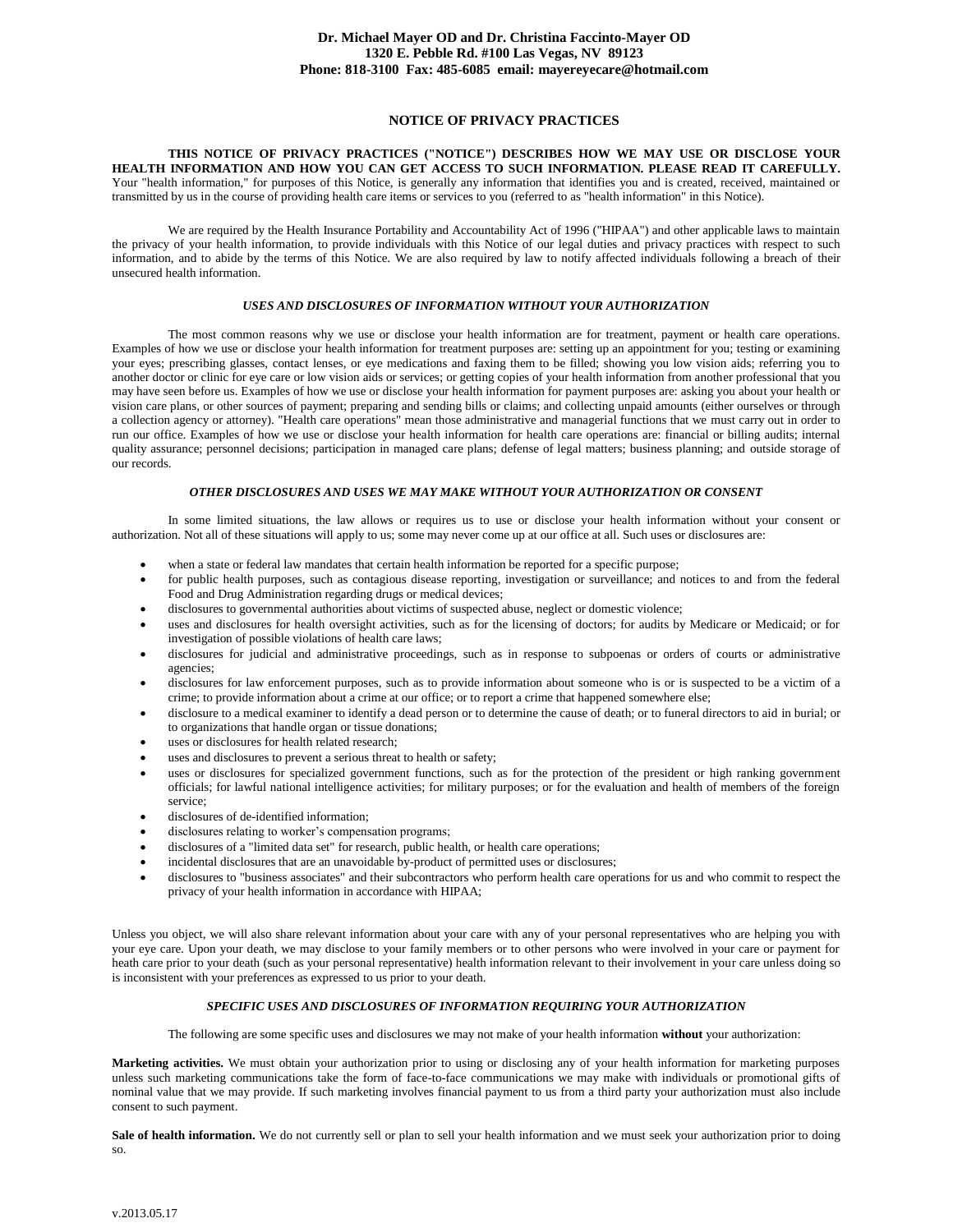**Dr. Michael Mayer OD and Dr. Christina Faccinto-Mayer OD**
**1320 E. Pebble Rd. #100 Las Vegas, NV 89123**
**Phone: 818-3100 Fax: 485-6085 email: mayereyecare@hotmail.com**

# NOTICE OF PRIVACY PRACTICES

**THIS NOTICE OF PRIVACY PRACTICES ("NOTICE") DESCRIBES HOW WE MAY USE OR DISCLOSE YOUR HEALTH INFORMATION AND HOW YOU CAN GET ACCESS TO SUCH INFORMATION. PLEASE READ IT CAREFULLY.** Your "health information," for purposes of this Notice, is generally any information that identifies you and is created, received, maintained or transmitted by us in the course of providing health care items or services to you (referred to as "health information" in this Notice).

We are required by the Health Insurance Portability and Accountability Act of 1996 ("HIPAA") and other applicable laws to maintain the privacy of your health information, to provide individuals with this Notice of our legal duties and privacy practices with respect to such information, and to abide by the terms of this Notice. We are also required by law to notify affected individuals following a breach of their unsecured health information.

### *USES AND DISCLOSURES OF INFORMATION WITHOUT YOUR AUTHORIZATION*

The most common reasons why we use or disclose your health information are for treatment, payment or health care operations. Examples of how we use or disclose your health information for treatment purposes are: setting up an appointment for you; testing or examining your eyes; prescribing glasses, contact lenses, or eye medications and faxing them to be filled; showing you low vision aids; referring you to another doctor or clinic for eye care or low vision aids or services; or getting copies of your health information from another professional that you may have seen before us. Examples of how we use or disclose your health information for payment purposes are: asking you about your health or vision care plans, or other sources of payment; preparing and sending bills or claims; and collecting unpaid amounts (either ourselves or through a collection agency or attorney). "Health care operations" mean those administrative and managerial functions that we must carry out in order to run our office. Examples of how we use or disclose your health information for health care operations are: financial or billing audits; internal quality assurance; personnel decisions; participation in managed care plans; defense of legal matters; business planning; and outside storage of our records.

### *OTHER DISCLOSURES AND USES WE MAY MAKE WITHOUT YOUR AUTHORIZATION OR CONSENT*

In some limited situations, the law allows or requires us to use or disclose your health information without your consent or authorization. Not all of these situations will apply to us; some may never come up at our office at all. Such uses or disclosures are:

- when a state or federal law mandates that certain health information be reported for a specific purpose;
- for public health purposes, such as contagious disease reporting, investigation or surveillance; and notices to and from the federal Food and Drug Administration regarding drugs or medical devices;
- disclosures to governmental authorities about victims of suspected abuse, neglect or domestic violence;
- uses and disclosures for health oversight activities, such as for the licensing of doctors; for audits by Medicare or Medicaid; or for investigation of possible violations of health care laws;
- disclosures for judicial and administrative proceedings, such as in response to subpoenas or orders of courts or administrative agencies;
- disclosures for law enforcement purposes, such as to provide information about someone who is or is suspected to be a victim of a crime; to provide information about a crime at our office; or to report a crime that happened somewhere else;
- disclosure to a medical examiner to identify a dead person or to determine the cause of death; or to funeral directors to aid in burial; or to organizations that handle organ or tissue donations;
- uses or disclosures for health related research;
- uses and disclosures to prevent a serious threat to health or safety;
- uses or disclosures for specialized government functions, such as for the protection of the president or high ranking government officials; for lawful national intelligence activities; for military purposes; or for the evaluation and health of members of the foreign service;
- disclosures of de-identified information;
- disclosures relating to worker's compensation programs;
- disclosures of a "limited data set" for research, public health, or health care operations;
- incidental disclosures that are an unavoidable by-product of permitted uses or disclosures;
- disclosures to "business associates" and their subcontractors who perform health care operations for us and who commit to respect the privacy of your health information in accordance with HIPAA;

Unless you object, we will also share relevant information about your care with any of your personal representatives who are helping you with your eye care. Upon your death, we may disclose to your family members or to other persons who were involved in your care or payment for heath care prior to your death (such as your personal representative) health information relevant to their involvement in your care unless doing so is inconsistent with your preferences as expressed to us prior to your death.

### *SPECIFIC USES AND DISCLOSURES OF INFORMATION REQUIRING YOUR AUTHORIZATION*

The following are some specific uses and disclosures we may not make of your health information **without** your authorization:

**Marketing activities.** We must obtain your authorization prior to using or disclosing any of your health information for marketing purposes unless such marketing communications take the form of face-to-face communications we may make with individuals or promotional gifts of nominal value that we may provide. If such marketing involves financial payment to us from a third party your authorization must also include consent to such payment.

**Sale of health information.** We do not currently sell or plan to sell your health information and we must seek your authorization prior to doing so.

v.2013.05.17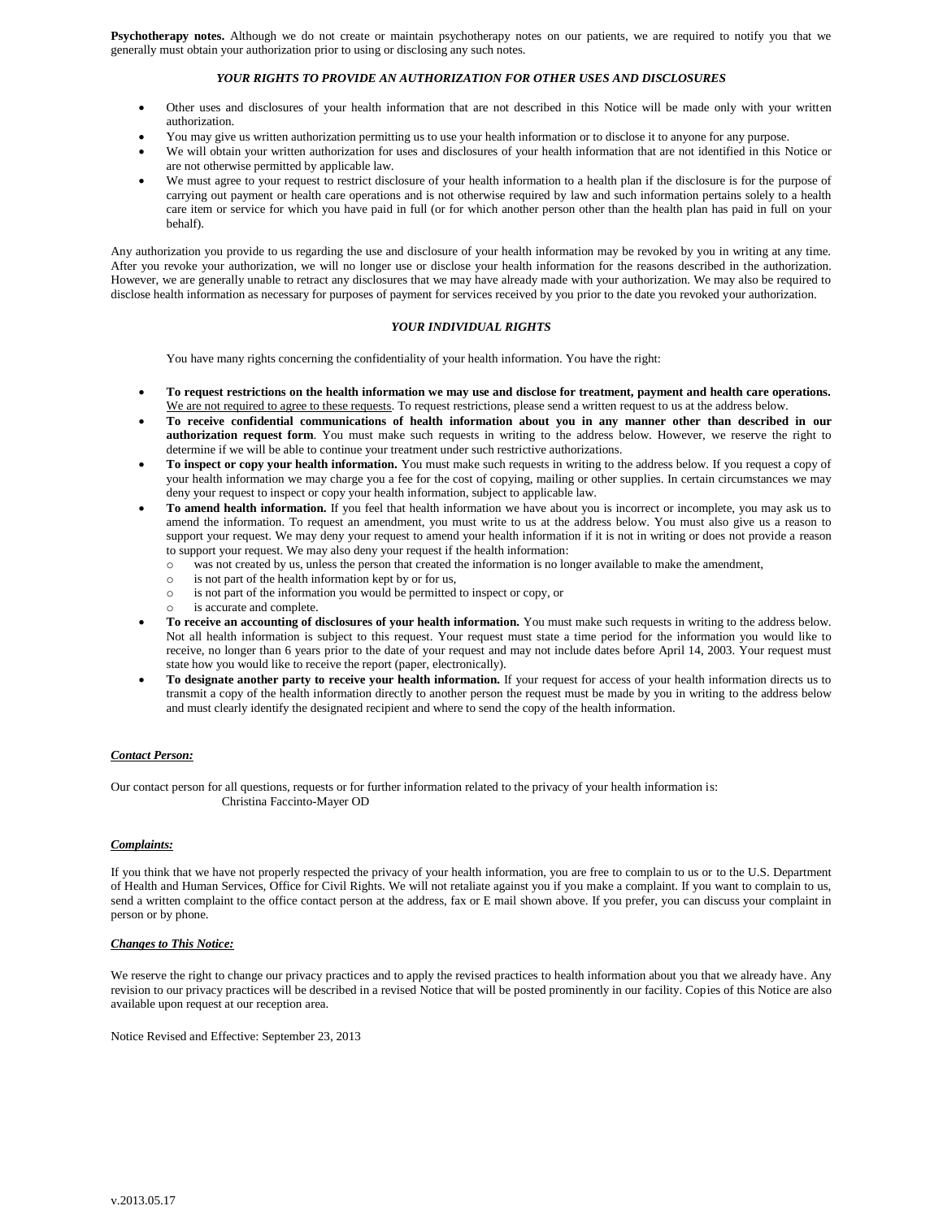**Psychotherapy notes.** Although we do not create or maintain psychotherapy notes on our patients, we are required to notify you that we generally must obtain your authorization prior to using or disclosing any such notes.

### *YOUR RIGHTS TO PROVIDE AN AUTHORIZATION FOR OTHER USES AND DISCLOSURES*

- Other uses and disclosures of your health information that are not described in this Notice will be made only with your written authorization.
- You may give us written authorization permitting us to use your health information or to disclose it to anyone for any purpose.
- We will obtain your written authorization for uses and disclosures of your health information that are not identified in this Notice or are not otherwise permitted by applicable law.
- We must agree to your request to restrict disclosure of your health information to a health plan if the disclosure is for the purpose of carrying out payment or health care operations and is not otherwise required by law and such information pertains solely to a health care item or service for which you have paid in full (or for which another person other than the health plan has paid in full on your behalf).

Any authorization you provide to us regarding the use and disclosure of your health information may be revoked by you in writing at any time. After you revoke your authorization, we will no longer use or disclose your health information for the reasons described in the authorization. However, we are generally unable to retract any disclosures that we may have already made with your authorization. We may also be required to disclose health information as necessary for purposes of payment for services received by you prior to the date you revoked your authorization.

### *YOUR INDIVIDUAL RIGHTS*

You have many rights concerning the confidentiality of your health information. You have the right:

- **To request restrictions on the health information we may use and disclose for treatment, payment and health care operations.** We are not required to agree to these requests. To request restrictions, please send a written request to us at the address below.
- **To receive confidential communications of health information about you in any manner other than described in our authorization request form**. You must make such requests in writing to the address below. However, we reserve the right to determine if we will be able to continue your treatment under such restrictive authorizations.
- **To inspect or copy your health information.** You must make such requests in writing to the address below. If you request a copy of your health information we may charge you a fee for the cost of copying, mailing or other supplies. In certain circumstances we may deny your request to inspect or copy your health information, subject to applicable law.
- **To amend health information.** If you feel that health information we have about you is incorrect or incomplete, you may ask us to amend the information. To request an amendment, you must write to us at the address below. You must also give us a reason to support your request. We may deny your request to amend your health information if it is not in writing or does not provide a reason to support your request. We may also deny your request if the health information:
  - was not created by us, unless the person that created the information is no longer available to make the amendment,
  - is not part of the health information kept by or for us,
  - is not part of the information you would be permitted to inspect or copy, or
  - is accurate and complete.
- **To receive an accounting of disclosures of your health information.** You must make such requests in writing to the address below. Not all health information is subject to this request. Your request must state a time period for the information you would like to receive, no longer than 6 years prior to the date of your request and may not include dates before April 14, 2003. Your request must state how you would like to receive the report (paper, electronically).
- **To designate another party to receive your health information.** If your request for access of your health information directs us to transmit a copy of the health information directly to another person the request must be made by you in writing to the address below and must clearly identify the designated recipient and where to send the copy of the health information.

***Contact Person:***

Our contact person for all questions, requests or for further information related to the privacy of your health information is:
Christina Faccinto-Mayer OD

***Complaints:***

If you think that we have not properly respected the privacy of your health information, you are free to complain to us or to the U.S. Department of Health and Human Services, Office for Civil Rights. We will not retaliate against you if you make a complaint. If you want to complain to us, send a written complaint to the office contact person at the address, fax or E mail shown above. If you prefer, you can discuss your complaint in person or by phone.

***Changes to This Notice:***

We reserve the right to change our privacy practices and to apply the revised practices to health information about you that we already have. Any revision to our privacy practices will be described in a revised Notice that will be posted prominently in our facility. Copies of this Notice are also available upon request at our reception area.

Notice Revised and Effective: September 23, 2013

v.2013.05.17